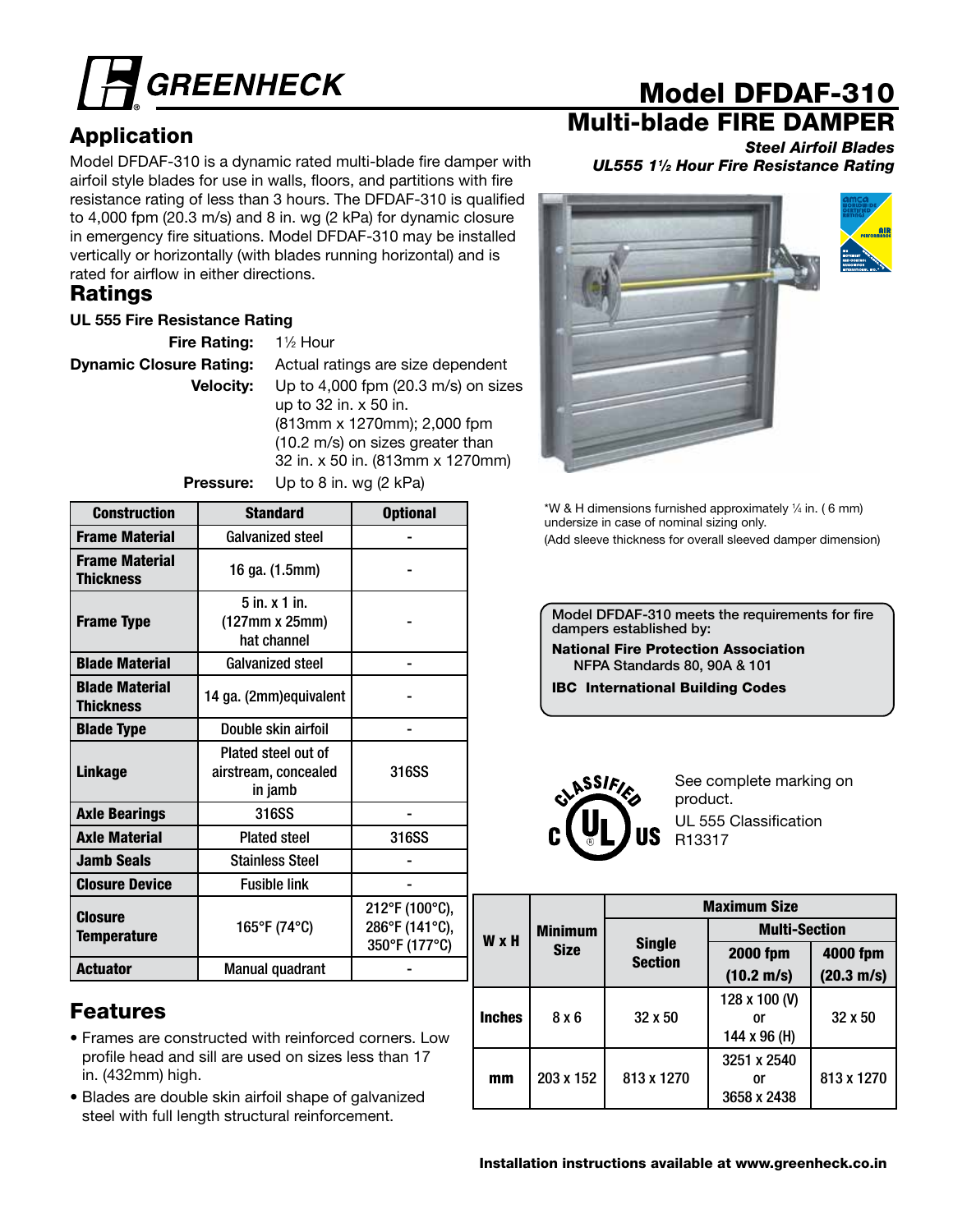# GREENHECK

# Model DFDAF-310

## Multi-blade FIRE DAMPER

***Steel Airfoil Blades***

***UL555 1½ Hour Fire Resistance Rating***

## Application

Model DFDAF-310 is a dynamic rated multi-blade fire damper with airfoil style blades for use in walls, floors, and partitions with fire resistance rating of less than 3 hours. The DFDAF-310 is qualified to 4,000 fpm (20.3 m/s) and 8 in. wg (2 kPa) for dynamic closure in emergency fire situations. Model DFDAF-310 may be installed vertically or horizontally (with blades running horizontal) and is rated for airflow in either directions.

## Ratings

**UL 555 Fire Resistance Rating**

**Fire Rating:** 1½ Hour

**Dynamic Closure Rating:** Actual ratings are size dependent

**Velocity:** Up to 4,000 fpm (20.3 m/s) on sizes up to 32 in. x 50 in. (813mm x 1270mm); 2,000 fpm (10.2 m/s) on sizes greater than 32 in. x 50 in. (813mm x 1270mm)

**Pressure:** Up to 8 in. wg (2 kPa)

| Construction | Standard | Optional |
|---|---|---|
| Frame Material | Galvanized steel | - |
| Frame Material Thickness | 16 ga. (1.5mm) | - |
| Frame Type | 5 in. x 1 in. (127mm x 25mm) hat channel | - |
| Blade Material | Galvanized steel | - |
| Blade Material Thickness | 14 ga. (2mm)equivalent | - |
| Blade Type | Double skin airfoil | - |
| Linkage | Plated steel out of airstream, concealed in jamb | 316SS |
| Axle Bearings | 316SS | - |
| Axle Material | Plated steel | 316SS |
| Jamb Seals | Stainless Steel | - |
| Closure Device | Fusible link | - |
| Closure Temperature | 165°F (74°C) | 212°F (100°C), 286°F (141°C), 350°F (177°C) |
| Actuator | Manual quadrant | - |

## Features

- Frames are constructed with reinforced corners. Low profile head and sill are used on sizes less than 17 in. (432mm) high.
- Blades are double skin airfoil shape of galvanized steel with full length structural reinforcement.

*W & H dimensions furnished approximately ¼ in. ( 6 mm) undersize in case of nominal sizing only.
(Add sleeve thickness for overall sleeved damper dimension)

Model DFDAF-310 meets the requirements for fire dampers established by:

**National Fire Protection Association**
NFPA Standards 80, 90A & 101

**IBC International Building Codes**

See complete marking on product.
UL 555 Classification R13317

| W x H | Minimum Size | Maximum Size | | |
|---|---|---|---|---|
| | | Single Section | Multi-Section | |
| | | | 2000 fpm (10.2 m/s) | 4000 fpm (20.3 m/s) |
| Inches | 8 x 6 | 32 x 50 | 128 x 100 (V) or 144 x 96 (H) | 32 x 50 |
| mm | 203 x 152 | 813 x 1270 | 3251 x 2540 or 3658 x 2438 | 813 x 1270 |

**Installation instructions available at www.greenheck.co.in**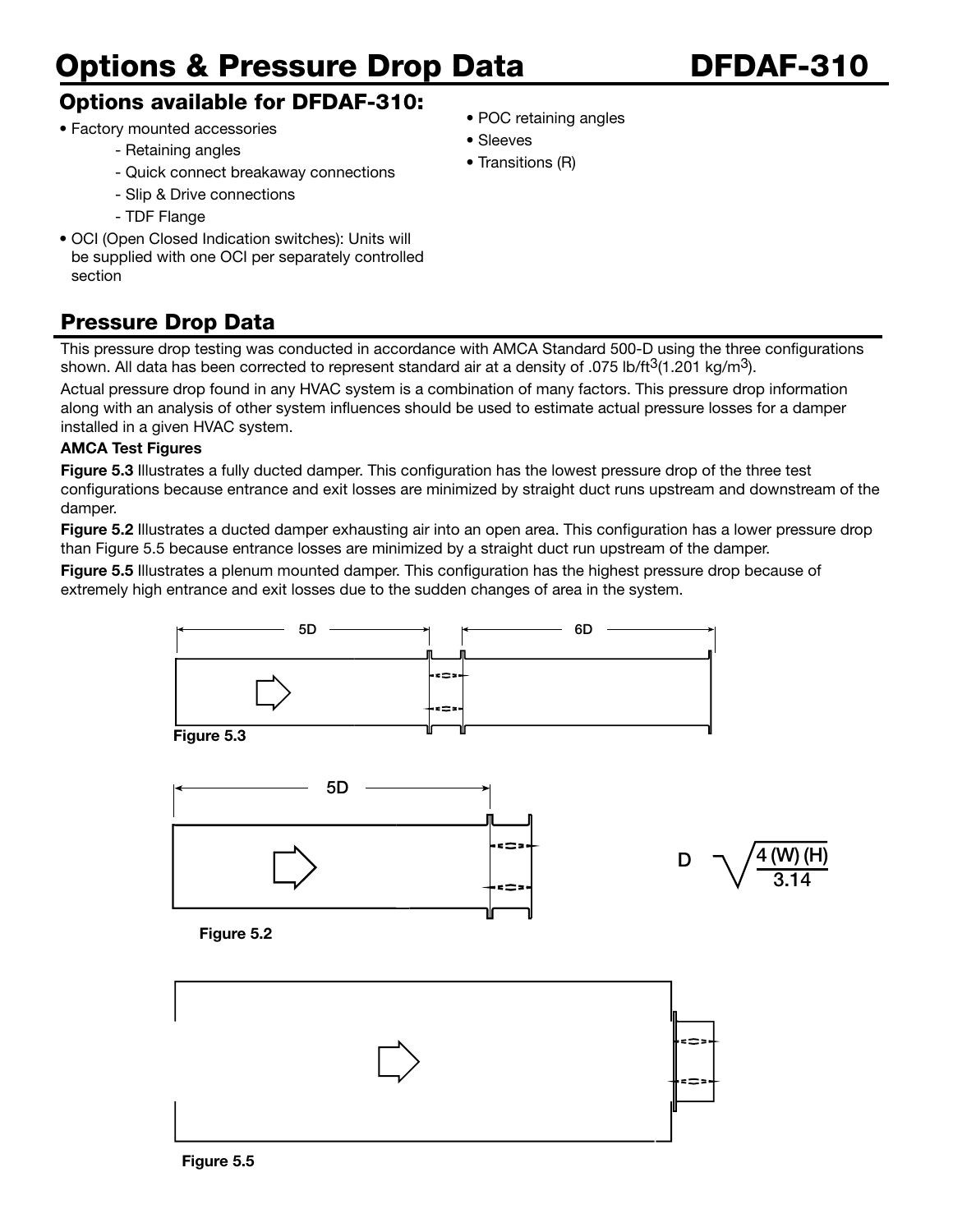# Options & Pressure Drop Data DFDAF-310

## Options available for DFDAF-310:

- Factory mounted accessories
  - Retaining angles
  - Quick connect breakaway connections
  - Slip & Drive connections
  - TDF Flange
- OCI (Open Closed Indication switches): Units will be supplied with one OCI per separately controlled section
- POC retaining angles
- Sleeves
- Transitions (R)

## Pressure Drop Data

This pressure drop testing was conducted in accordance with AMCA Standard 500-D using the three configurations shown. All data has been corrected to represent standard air at a density of .075 lb/ft$^3$(1.201 kg/m$^3$).

Actual pressure drop found in any HVAC system is a combination of many factors. This pressure drop information along with an analysis of other system influences should be used to estimate actual pressure losses for a damper installed in a given HVAC system.

**AMCA Test Figures**

**Figure 5.3** Illustrates a fully ducted damper. This configuration has the lowest pressure drop of the three test configurations because entrance and exit losses are minimized by straight duct runs upstream and downstream of the damper.

**Figure 5.2** Illustrates a ducted damper exhausting air into an open area. This configuration has a lower pressure drop than Figure 5.5 because entrance losses are minimized by a straight duct run upstream of the damper.

**Figure 5.5** Illustrates a plenum mounted damper. This configuration has the highest pressure drop because of extremely high entrance and exit losses due to the sudden changes of area in the system.

5D 6D

Figure 5.3

5D

$$D = \sqrt{\frac{4(W)(H)}{3.14}}$$

Figure 5.2

Figure 5.5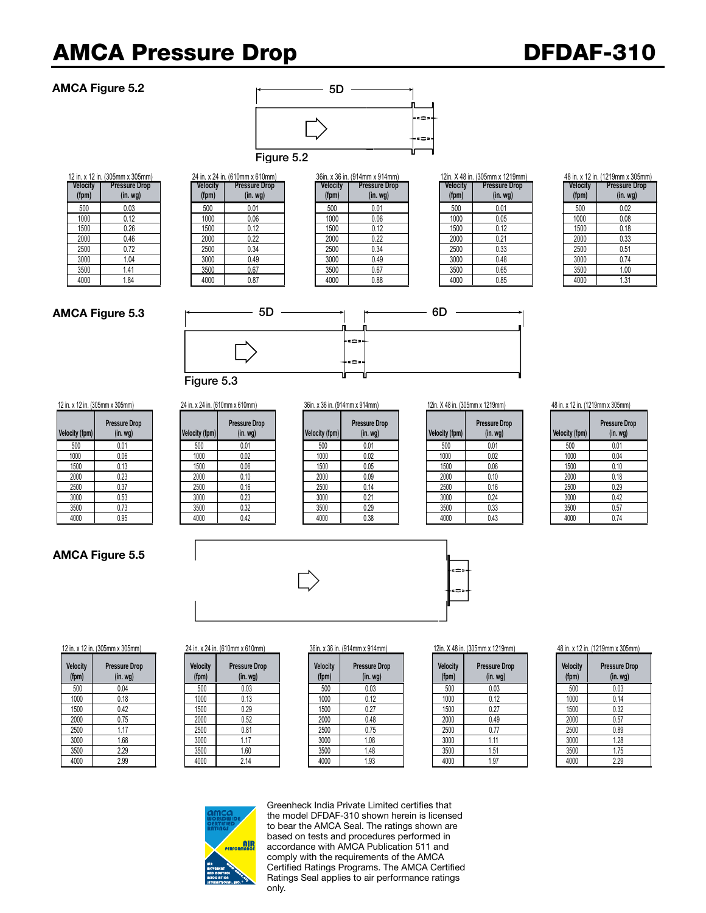# AMCA Pressure Drop

## DFDAF-310

### AMCA Figure 5.2

5D

Figure 5.2

12 in. x 12 in. (305mm x 305mm)

| Velocity (fpm) | Pressure Drop (in. wg) |
|---|---|
| 500 | 0.03 |
| 1000 | 0.12 |
| 1500 | 0.26 |
| 2000 | 0.46 |
| 2500 | 0.72 |
| 3000 | 1.04 |
| 3500 | 1.41 |
| 4000 | 1.84 |

24 in. x 24 in. (610mm x 610mm)

| Velocity (fpm) | Pressure Drop (in. wg) |
|---|---|
| 500 | 0.01 |
| 1000 | 0.06 |
| 1500 | 0.12 |
| 2000 | 0.22 |
| 2500 | 0.34 |
| 3000 | 0.49 |
| 3500 | 0.67 |
| 4000 | 0.87 |

36in. x 36 in. (914mm x 914mm)

| Velocity (fpm) | Pressure Drop (in. wg) |
|---|---|
| 500 | 0.01 |
| 1000 | 0.06 |
| 1500 | 0.12 |
| 2000 | 0.22 |
| 2500 | 0.34 |
| 3000 | 0.49 |
| 3500 | 0.67 |
| 4000 | 0.88 |

12in. X 48 in. (305mm x 1219mm)

| Velocity (fpm) | Pressure Drop (in. wg) |
|---|---|
| 500 | 0.01 |
| 1000 | 0.05 |
| 1500 | 0.12 |
| 2000 | 0.21 |
| 2500 | 0.33 |
| 3000 | 0.48 |
| 3500 | 0.65 |
| 4000 | 0.85 |

48 in. x 12 in. (1219mm x 305mm)

| Velocity (fpm) | Pressure Drop (in. wg) |
|---|---|
| 500 | 0.02 |
| 1000 | 0.08 |
| 1500 | 0.18 |
| 2000 | 0.33 |
| 2500 | 0.51 |
| 3000 | 0.74 |
| 3500 | 1.00 |
| 4000 | 1.31 |

### AMCA Figure 5.3

5D 6D

Figure 5.3

12 in. x 12 in. (305mm x 305mm)

| Velocity (fpm) | Pressure Drop (in. wg) |
|---|---|
| 500 | 0.01 |
| 1000 | 0.06 |
| 1500 | 0.13 |
| 2000 | 0.23 |
| 2500 | 0.37 |
| 3000 | 0.53 |
| 3500 | 0.73 |
| 4000 | 0.95 |

24 in. x 24 in. (610mm x 610mm)

| Velocity (fpm) | Pressure Drop (in. wg) |
|---|---|
| 500 | 0.01 |
| 1000 | 0.02 |
| 1500 | 0.06 |
| 2000 | 0.10 |
| 2500 | 0.16 |
| 3000 | 0.23 |
| 3500 | 0.32 |
| 4000 | 0.42 |

36in. x 36 in. (914mm x 914mm)

| Velocity (fpm) | Pressure Drop (in. wg) |
|---|---|
| 500 | 0.01 |
| 1000 | 0.02 |
| 1500 | 0.05 |
| 2000 | 0.09 |
| 2500 | 0.14 |
| 3000 | 0.21 |
| 3500 | 0.29 |
| 4000 | 0.38 |

12in. X 48 in. (305mm x 1219mm)

| Velocity (fpm) | Pressure Drop (in. wg) |
|---|---|
| 500 | 0.01 |
| 1000 | 0.02 |
| 1500 | 0.06 |
| 2000 | 0.10 |
| 2500 | 0.16 |
| 3000 | 0.24 |
| 3500 | 0.33 |
| 4000 | 0.43 |

48 in. x 12 in. (1219mm x 305mm)

| Velocity (fpm) | Pressure Drop (in. wg) |
|---|---|
| 500 | 0.01 |
| 1000 | 0.04 |
| 1500 | 0.10 |
| 2000 | 0.18 |
| 2500 | 0.29 |
| 3000 | 0.42 |
| 3500 | 0.57 |
| 4000 | 0.74 |

### AMCA Figure 5.5

12 in. x 12 in. (305mm x 305mm)

| Velocity (fpm) | Pressure Drop (in. wg) |
|---|---|
| 500 | 0.04 |
| 1000 | 0.18 |
| 1500 | 0.42 |
| 2000 | 0.75 |
| 2500 | 1.17 |
| 3000 | 1.68 |
| 3500 | 2.29 |
| 4000 | 2.99 |

24 in. x 24 in. (610mm x 610mm)

| Velocity (fpm) | Pressure Drop (in. wg) |
|---|---|
| 500 | 0.03 |
| 1000 | 0.13 |
| 1500 | 0.29 |
| 2000 | 0.52 |
| 2500 | 0.81 |
| 3000 | 1.17 |
| 3500 | 1.60 |
| 4000 | 2.14 |

36in. x 36 in. (914mm x 914mm)

| Velocity (fpm) | Pressure Drop (in. wg) |
|---|---|
| 500 | 0.03 |
| 1000 | 0.12 |
| 1500 | 0.27 |
| 2000 | 0.48 |
| 2500 | 0.75 |
| 3000 | 1.08 |
| 3500 | 1.48 |
| 4000 | 1.93 |

12in. X 48 in. (305mm x 1219mm)

| Velocity (fpm) | Pressure Drop (in. wg) |
|---|---|
| 500 | 0.03 |
| 1000 | 0.12 |
| 1500 | 0.27 |
| 2000 | 0.49 |
| 2500 | 0.77 |
| 3000 | 1.11 |
| 3500 | 1.51 |
| 4000 | 1.97 |

48 in. x 12 in. (1219mm x 305mm)

| Velocity (fpm) | Pressure Drop (in. wg) |
|---|---|
| 500 | 0.03 |
| 1000 | 0.14 |
| 1500 | 0.32 |
| 2000 | 0.57 |
| 2500 | 0.89 |
| 3000 | 1.28 |
| 3500 | 1.75 |
| 4000 | 2.29 |

Greenheck India Private Limited certifies that the model DFDAF-310 shown herein is licensed to bear the AMCA Seal. The ratings shown are based on tests and procedures performed in accordance with AMCA Publication 511 and comply with the requirements of the AMCA Certified Ratings Programs. The AMCA Certified Ratings Seal applies to air performance ratings only.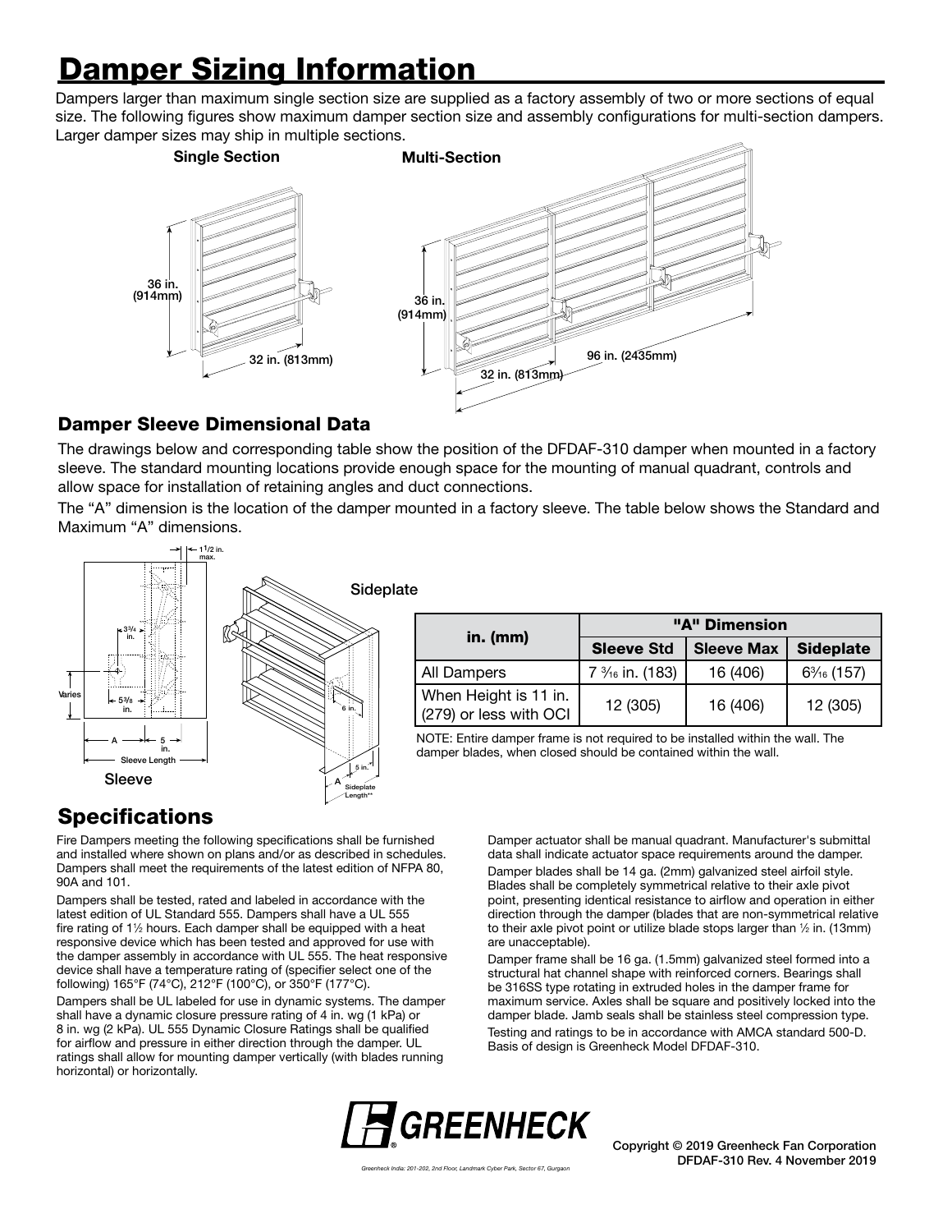# Damper Sizing Information

Dampers larger than maximum single section size are supplied as a factory assembly of two or more sections of equal size. The following figures show maximum damper section size and assembly configurations for multi-section dampers. Larger damper sizes may ship in multiple sections.

**Single Section**

36 in. (914mm)

32 in. (813mm)

**Multi-Section**

36 in. (914mm)

32 in. (813mm)

96 in. (2435mm)

### Damper Sleeve Dimensional Data

The drawings below and corresponding table show the position of the DFDAF-310 damper when mounted in a factory sleeve. The standard mounting locations provide enough space for the mounting of manual quadrant, controls and allow space for installation of retaining angles and duct connections.

The "A" dimension is the location of the damper mounted in a factory sleeve. The table below shows the Standard and Maximum "A" dimensions.

1 1/2 in. max.

3 3/4 in.

Varies

5 3/8 in.

A

5 in.

Sleeve Length

Sleeve

Sideplate

6 in.

5 in.

A

Sideplate Length**

| in. (mm) | "A" Dimension | | |
|---|---|---|---|
| | **Sleeve Std** | **Sleeve Max** | **Sideplate** |
| All Dampers | 7 3/16 in. (183) | 16 (406) | 6 3/16 (157) |
| When Height is 11 in. (279) or less with OCI | 12 (305) | 16 (406) | 12 (305) |

NOTE: Entire damper frame is not required to be installed within the wall. The damper blades, when closed should be contained within the wall.

## Specifications

Fire Dampers meeting the following specifications shall be furnished and installed where shown on plans and/or as described in schedules. Dampers shall meet the requirements of the latest edition of NFPA 80, 90A and 101.

Dampers shall be tested, rated and labeled in accordance with the latest edition of UL Standard 555. Dampers shall have a UL 555 fire rating of 1½ hours. Each damper shall be equipped with a heat responsive device which has been tested and approved for use with the damper assembly in accordance with UL 555. The heat responsive device shall have a temperature rating of (specifier select one of the following) 165°F (74°C), 212°F (100°C), or 350°F (177°C).

Dampers shall be UL labeled for use in dynamic systems. The damper shall have a dynamic closure pressure rating of 4 in. wg (1 kPa) or 8 in. wg (2 kPa). UL 555 Dynamic Closure Ratings shall be qualified for airflow and pressure in either direction through the damper. UL ratings shall allow for mounting damper vertically (with blades running horizontal) or horizontally.

Damper actuator shall be manual quadrant. Manufacturer's submittal data shall indicate actuator space requirements around the damper.

Damper blades shall be 14 ga. (2mm) galvanized steel airfoil style. Blades shall be completely symmetrical relative to their axle pivot point, presenting identical resistance to airflow and operation in either direction through the damper (blades that are non-symmetrical relative to their axle pivot point or utilize blade stops larger than ½ in. (13mm) are unacceptable).

Damper frame shall be 16 ga. (1.5mm) galvanized steel formed into a structural hat channel shape with reinforced corners. Bearings shall be 316SS type rotating in extruded holes in the damper frame for maximum service. Axles shall be square and positively locked into the damper blade. Jamb seals shall be stainless steel compression type.

Testing and ratings to be in accordance with AMCA standard 500-D. Basis of design is Greenheck Model DFDAF-310.

GREENHECK

Greenheck India: 201-202, 2nd Floor, Landmark Cyber Park, Sector 67, Gurgaon

Copyright © 2019 Greenheck Fan Corporation
DFDAF-310 Rev. 4 November 2019